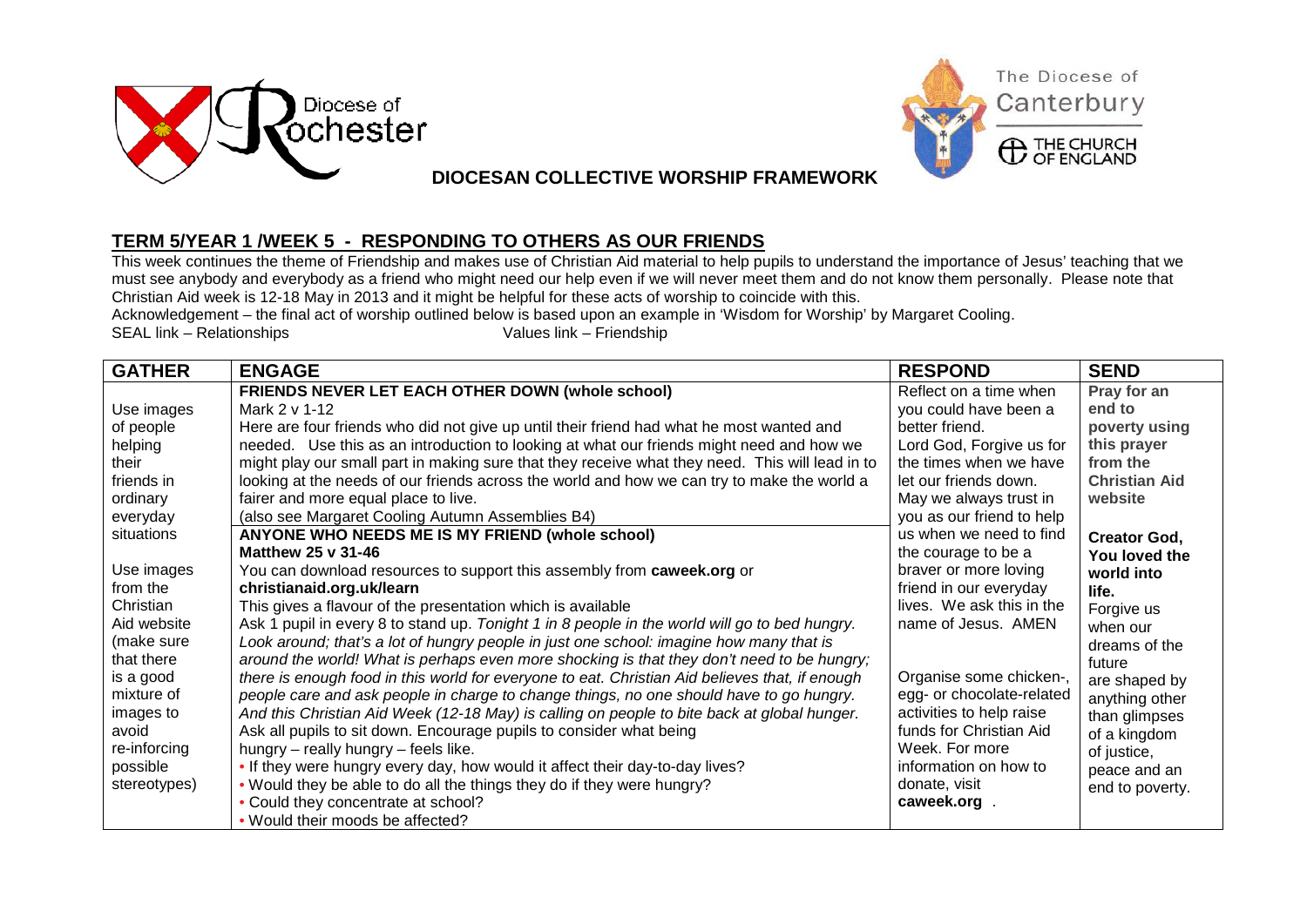Diocese of Rochester

The Diocese of Canterbury
THE CHURCH OF ENGLAND

**DIOCESAN COLLECTIVE WORSHIP FRAMEWORK**

## TERM 5/YEAR 1 /WEEK 5 - RESPONDING TO OTHERS AS OUR FRIENDS

This week continues the theme of Friendship and makes use of Christian Aid material to help pupils to understand the importance of Jesus' teaching that we must see anybody and everybody as a friend who might need our help even if we will never meet them and do not know them personally. Please note that Christian Aid week is 12-18 May in 2013 and it might be helpful for these acts of worship to coincide with this.

Acknowledgement – the final act of worship outlined below is based upon an example in 'Wisdom for Worship' by Margaret Cooling.

SEAL link – Relationships Values link – Friendship

| GATHER | ENGAGE | RESPOND | SEND |
|---|---|---|---|
| Use images of people helping their friends in ordinary everyday situations | **FRIENDS NEVER LET EACH OTHER DOWN (whole school)**<br>Mark 2 v 1-12<br>Here are four friends who did not give up until their friend had what he most wanted and needed. Use this as an introduction to looking at what our friends might need and how we might play our small part in making sure that they receive what they need. This will lead in to looking at the needs of our friends across the world and how we can try to make the world a fairer and more equal place to live.<br>(also see Margaret Cooling Autumn Assemblies B4) | Reflect on a time when you could have been a better friend.<br>Lord God, Forgive us for the times when we have let our friends down. May we always trust in you as our friend to help us when we need to find the courage to be a braver or more loving friend in our everyday lives. We ask this in the name of Jesus. AMEN | **Pray for an end to poverty using this prayer from the Christian Aid website**<br><br>**Creator God, You loved the world into life.** Forgive us when our dreams of the future are shaped by anything other than glimpses of a kingdom of justice, peace and an end to poverty. |
| Use images from the Christian Aid website (make sure that there is a good mixture of images to avoid re-inforcing possible stereotypes) | **ANYONE WHO NEEDS ME IS MY FRIEND (whole school)**<br>**Matthew 25 v 31-46**<br>You can download resources to support this assembly from **caweek.org** or **christianaid.org.uk/learn**<br>This gives a flavour of the presentation which is available<br>Ask 1 pupil in every 8 to stand up. *Tonight 1 in 8 people in the world will go to bed hungry. Look around; that's a lot of hungry people in just one school: imagine how many that is around the world! What is perhaps even more shocking is that they don't need to be hungry; there is enough food in this world for everyone to eat. Christian Aid believes that, if enough people care and ask people in charge to change things, no one should have to go hungry. And this Christian Aid Week (12-18 May) is calling on people to bite back at global hunger.*<br>Ask all pupils to sit down. Encourage pupils to consider what being hungry – really hungry – feels like.<br>• If they were hungry every day, how would it affect their day-to-day lives?<br>• Would they be able to do all the things they do if they were hungry?<br>• Could they concentrate at school?<br>• Would their moods be affected? | Organise some chicken-, egg- or chocolate-related activities to help raise funds for Christian Aid Week. For more information on how to donate, visit **caweek.org** . | |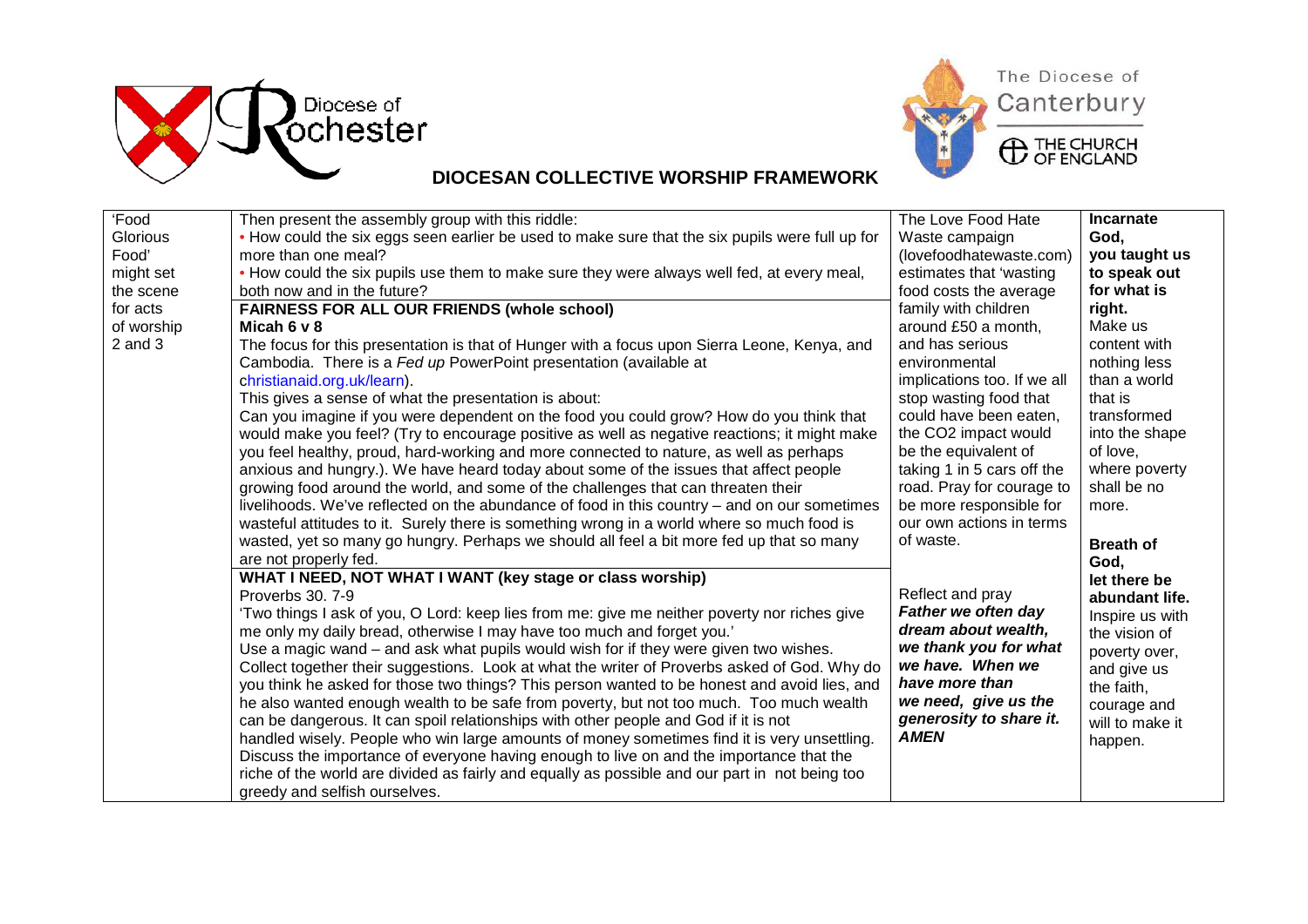**DIOCESAN COLLECTIVE WORSHIP FRAMEWORK**

| | | | |
|---|---|---|---|
| 'Food Glorious Food' might set the scene for acts of worship 2 and 3 | Then present the assembly group with this riddle:<br>• How could the six eggs seen earlier be used to make sure that the six pupils were full up for more than one meal?<br>• How could the six pupils use them to make sure they were always well fed, at every meal, both now and in the future?<br>**FAIRNESS FOR ALL OUR FRIENDS (whole school)**<br>**Micah 6 v 8**<br>The focus for this presentation is that of Hunger with a focus upon Sierra Leone, Kenya, and Cambodia. There is a *Fed up* PowerPoint presentation (available at christianaid.org.uk/learn).<br>This gives a sense of what the presentation is about:<br>Can you imagine if you were dependent on the food you could grow? How do you think that would make you feel? (Try to encourage positive as well as negative reactions; it might make you feel healthy, proud, hard-working and more connected to nature, as well as perhaps anxious and hungry.). We have heard today about some of the issues that affect people growing food around the world, and some of the challenges that can threaten their livelihoods. We've reflected on the abundance of food in this country – and on our sometimes wasteful attitudes to it. Surely there is something wrong in a world where so much food is wasted, yet so many go hungry. Perhaps we should all feel a bit more fed up that so many are not properly fed.<br>**WHAT I NEED, NOT WHAT I WANT (key stage or class worship)**<br>Proverbs 30. 7-9<br>'Two things I ask of you, O Lord: keep lies from me: give me neither poverty nor riches give me only my daily bread, otherwise I may have too much and forget you.'<br>Use a magic wand – and ask what pupils would wish for if they were given two wishes. Collect together their suggestions. Look at what the writer of Proverbs asked of God. Why do you think he asked for those two things? This person wanted to be honest and avoid lies, and he also wanted enough wealth to be safe from poverty, but not too much. Too much wealth can be dangerous. It can spoil relationships with other people and God if it is not handled wisely. People who win large amounts of money sometimes find it is very unsettling. Discuss the importance of everyone having enough to live on and the importance that the riche of the world are divided as fairly and equally as possible and our part in not being too greedy and selfish ourselves. | The Love Food Hate Waste campaign (lovefoodhatewaste.com) estimates that 'wasting food costs the average family with children around £50 a month, and has serious environmental implications too. If we all stop wasting food that could have been eaten, the $CO_2$ impact would be the equivalent of taking 1 in 5 cars off the road. Pray for courage to be more responsible for our own actions in terms of waste.<br><br>Reflect and pray<br>***Father we often day dream about wealth, we thank you for what we have. When we have more than we need, give us the generosity to share it. AMEN*** | **Incarnate God, you taught us to speak out for what is right.** Make us content with nothing less than a world that is transformed into the shape of love, where poverty shall be no more.<br><br>**Breath of God, let there be abundant life.** Inspire us with the vision of poverty over, and give us the faith, courage and will to make it happen. |